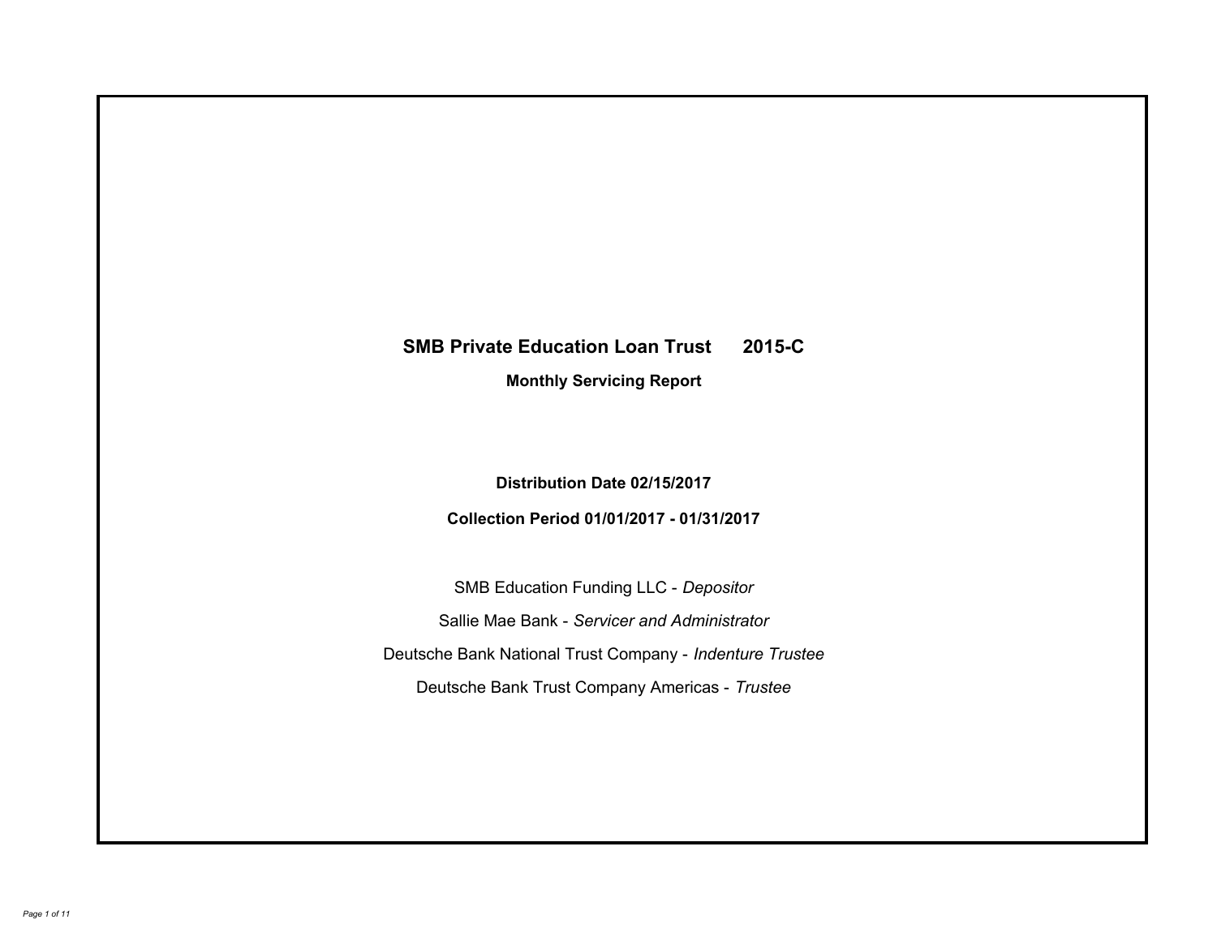# SMB Private Education Loan Trust 2015-C

## Monthly Servicing Report

**Distribution Date 02/15/2017**

**Collection Period 01/01/2017 - 01/31/2017**

SMB Education Funding LLC - *Depositor*

Sallie Mae Bank - *Servicer and Administrator*

Deutsche Bank National Trust Company - *Indenture Trustee*

Deutsche Bank Trust Company Americas - *Trustee*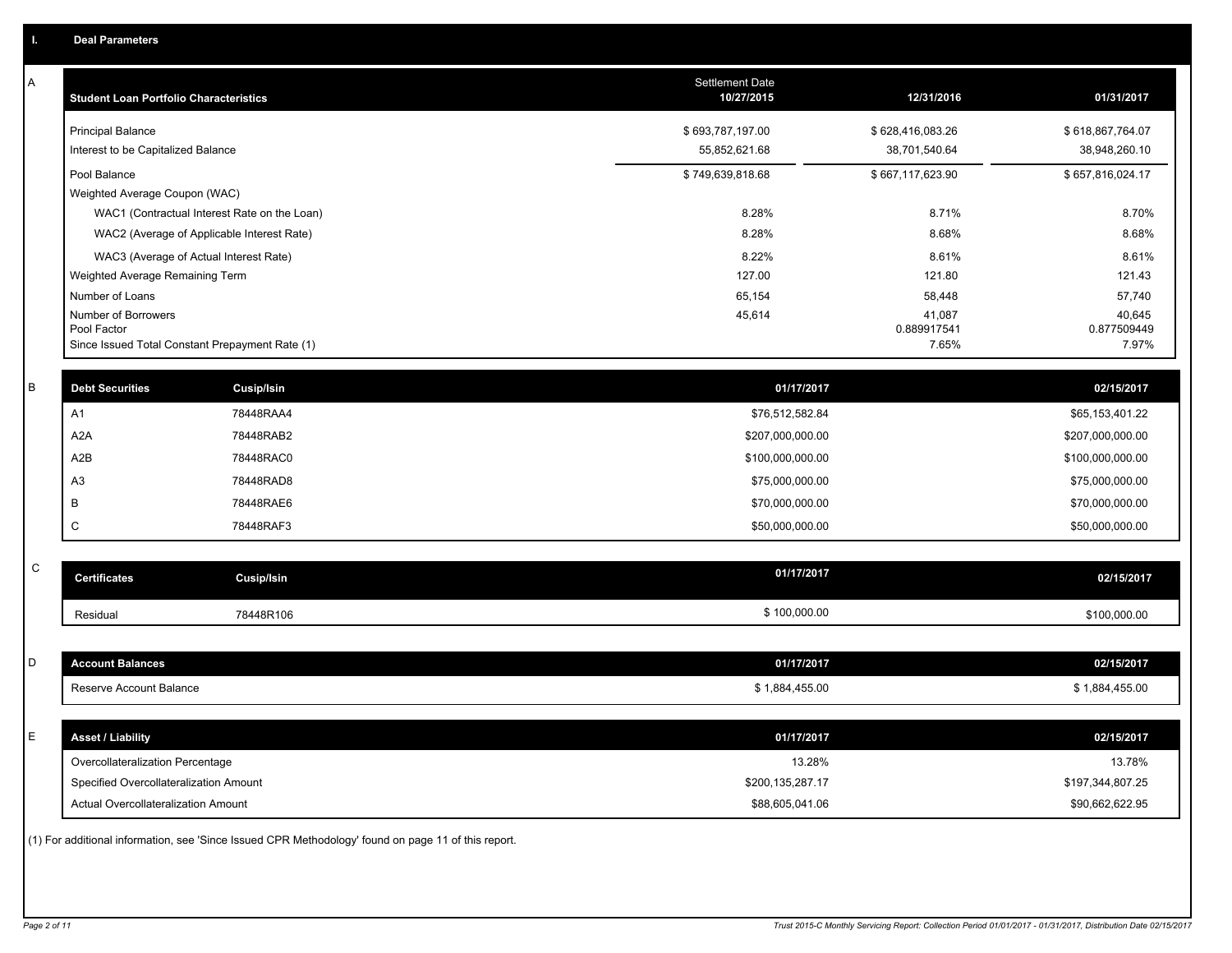## I. Deal Parameters

### A

| Student Loan Portfolio Characteristics | Settlement Date 10/27/2015 | 12/31/2016 | 01/31/2017 |
|---|---|---|---|
| Principal Balance | $ 693,787,197.00 | $ 628,416,083.26 | $ 618,867,764.07 |
| Interest to be Capitalized Balance | 55,852,621.68 | 38,701,540.64 | 38,948,260.10 |
| Pool Balance | $ 749,639,818.68 | $ 667,117,623.90 | $ 657,816,024.17 |
| Weighted Average Coupon (WAC) | | | |
| WAC1 (Contractual Interest Rate on the Loan) | 8.28% | 8.71% | 8.70% |
| WAC2 (Average of Applicable Interest Rate) | 8.28% | 8.68% | 8.68% |
| WAC3 (Average of Actual Interest Rate) | 8.22% | 8.61% | 8.61% |
| Weighted Average Remaining Term | 127.00 | 121.80 | 121.43 |
| Number of Loans | 65,154 | 58,448 | 57,740 |
| Number of Borrowers | 45,614 | 41,087 | 40,645 |
| Pool Factor | | 0.889917541 | 0.877509449 |
| Since Issued Total Constant Prepayment Rate (1) | | 7.65% | 7.97% |

### B

| Debt Securities | Cusip/Isin | 01/17/2017 | 02/15/2017 |
|---|---|---|---|
| A1 | 78448RAA4 | $76,512,582.84 | $65,153,401.22 |
| A2A | 78448RAB2 | $207,000,000.00 | $207,000,000.00 |
| A2B | 78448RAC0 | $100,000,000.00 | $100,000,000.00 |
| A3 | 78448RAD8 | $75,000,000.00 | $75,000,000.00 |
| B | 78448RAE6 | $70,000,000.00 | $70,000,000.00 |
| C | 78448RAF3 | $50,000,000.00 | $50,000,000.00 |

### C

| Certificates | Cusip/Isin | 01/17/2017 | 02/15/2017 |
|---|---|---|---|
| Residual | 78448R106 | $ 100,000.00 | $100,000.00 |

### D

| Account Balances | 01/17/2017 | 02/15/2017 |
|---|---|---|
| Reserve Account Balance | $ 1,884,455.00 | $ 1,884,455.00 |

### E

| Asset / Liability | 01/17/2017 | 02/15/2017 |
|---|---|---|
| Overcollateralization Percentage | 13.28% | 13.78% |
| Specified Overcollateralization Amount | $200,135,287.17 | $197,344,807.25 |
| Actual Overcollateralization Amount | $88,605,041.06 | $90,662,622.95 |

(1) For additional information, see 'Since Issued CPR Methodology' found on page 11 of this report.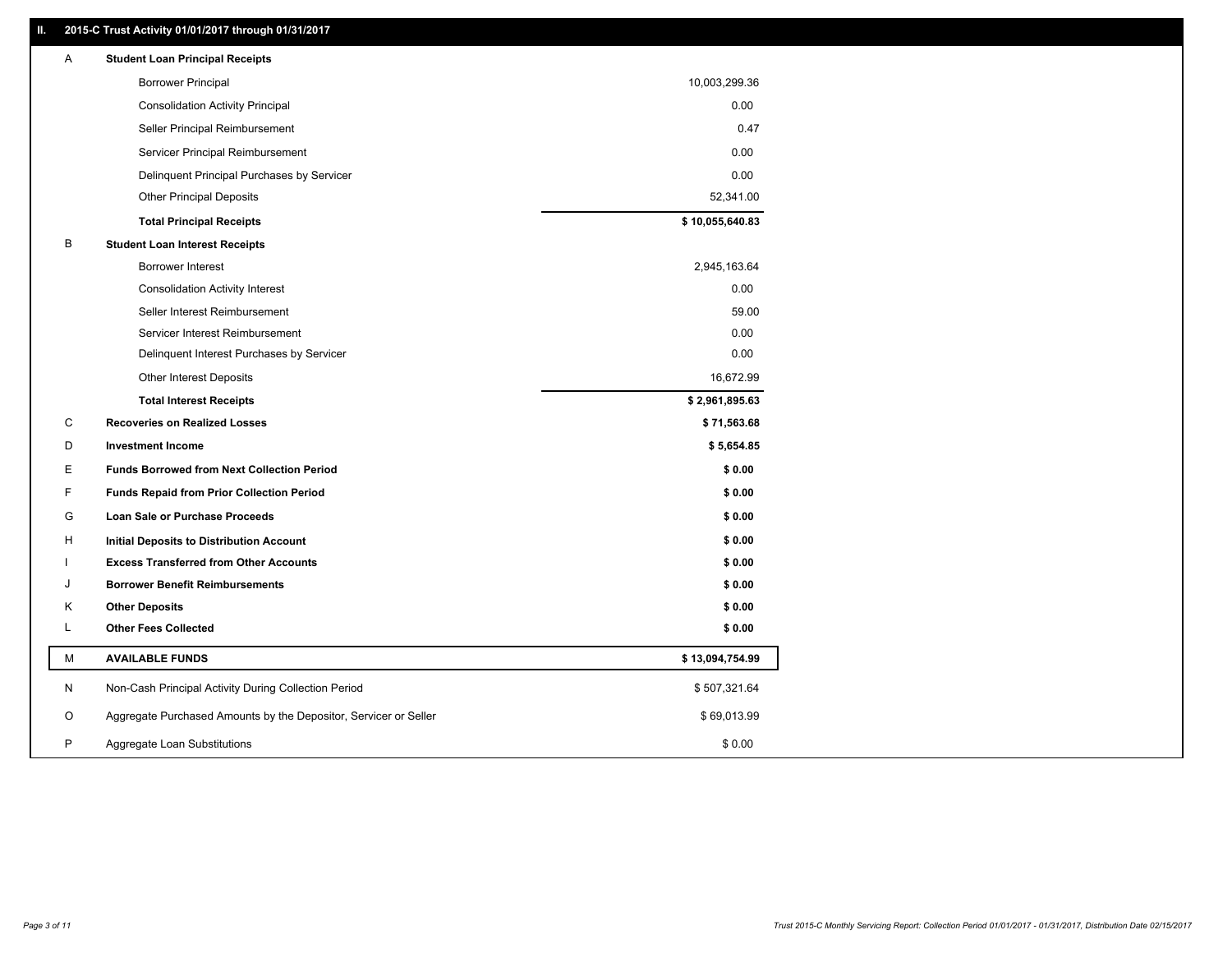## II. 2015-C Trust Activity 01/01/2017 through 01/31/2017

| | | |
|---|---|---|
| A | **Student Loan Principal Receipts** | |
| | Borrower Principal | 10,003,299.36 |
| | Consolidation Activity Principal | 0.00 |
| | Seller Principal Reimbursement | 0.47 |
| | Servicer Principal Reimbursement | 0.00 |
| | Delinquent Principal Purchases by Servicer | 0.00 |
| | Other Principal Deposits | 52,341.00 |
| | **Total Principal Receipts** | **$ 10,055,640.83** |
| B | **Student Loan Interest Receipts** | |
| | Borrower Interest | 2,945,163.64 |
| | Consolidation Activity Interest | 0.00 |
| | Seller Interest Reimbursement | 59.00 |
| | Servicer Interest Reimbursement | 0.00 |
| | Delinquent Interest Purchases by Servicer | 0.00 |
| | Other Interest Deposits | 16,672.99 |
| | **Total Interest Receipts** | **$ 2,961,895.63** |
| C | **Recoveries on Realized Losses** | **$ 71,563.68** |
| D | **Investment Income** | **$ 5,654.85** |
| E | **Funds Borrowed from Next Collection Period** | **$ 0.00** |
| F | **Funds Repaid from Prior Collection Period** | **$ 0.00** |
| G | **Loan Sale or Purchase Proceeds** | **$ 0.00** |
| H | **Initial Deposits to Distribution Account** | **$ 0.00** |
| I | **Excess Transferred from Other Accounts** | **$ 0.00** |
| J | **Borrower Benefit Reimbursements** | **$ 0.00** |
| K | **Other Deposits** | **$ 0.00** |
| L | **Other Fees Collected** | **$ 0.00** |
| M | **AVAILABLE FUNDS** | **$ 13,094,754.99** |
| N | Non-Cash Principal Activity During Collection Period | $ 507,321.64 |
| O | Aggregate Purchased Amounts by the Depositor, Servicer or Seller | $ 69,013.99 |
| P | Aggregate Loan Substitutions | $ 0.00 |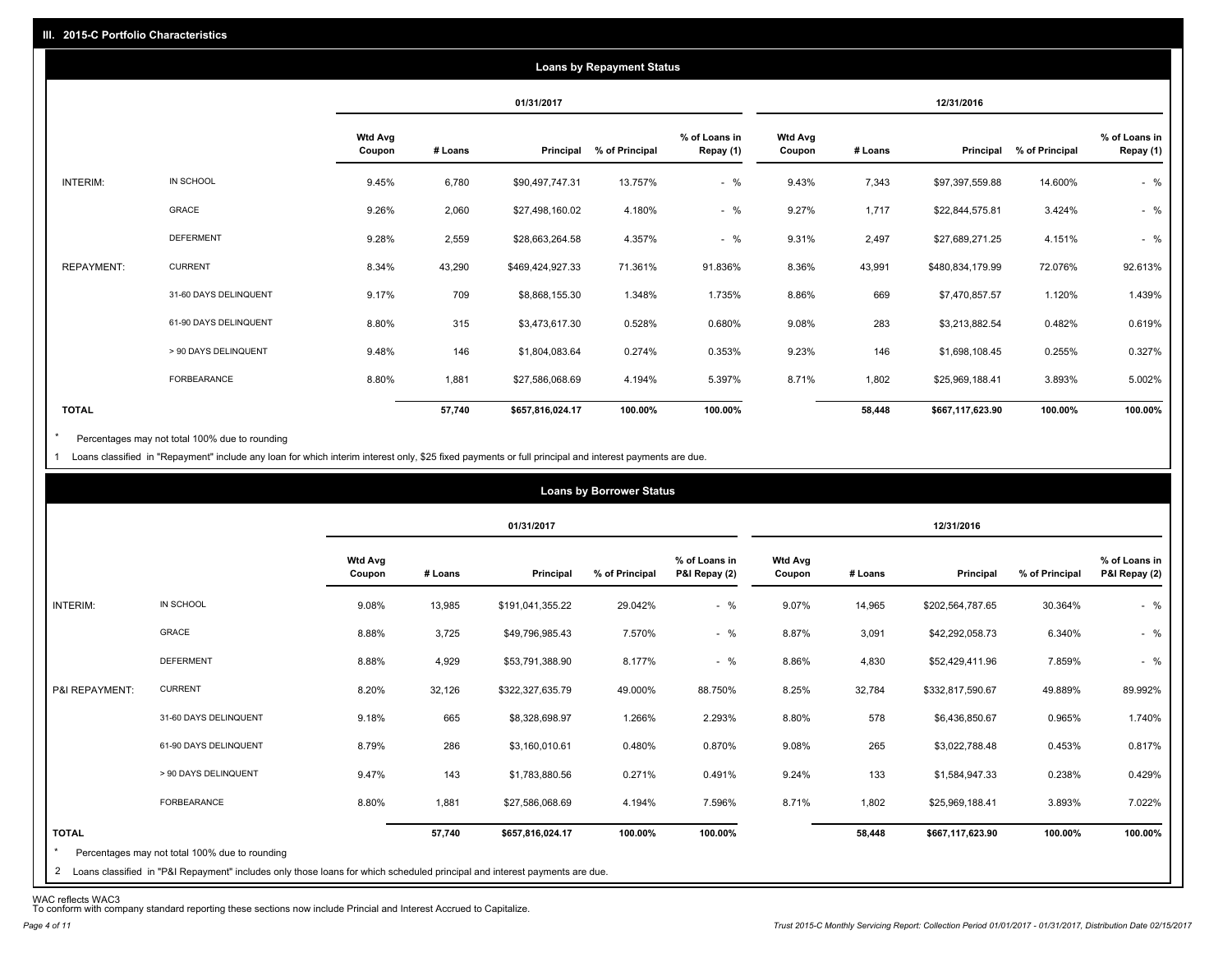## III. 2015-C Portfolio Characteristics

### Loans by Repayment Status

| | | 01/31/2017 | | | | | 12/31/2016 | | | | |
|---|---|---|---|---|---|---|---|---|---|---|---|
| | | Wtd Avg Coupon | # Loans | Principal | % of Principal | % of Loans in Repay (1) | Wtd Avg Coupon | # Loans | Principal | % of Principal | % of Loans in Repay (1) |
| INTERIM: | IN SCHOOL | 9.45% | 6,780 | $90,497,747.31 | 13.757% | - % | 9.43% | 7,343 | $97,397,559.88 | 14.600% | - % |
| | GRACE | 9.26% | 2,060 | $27,498,160.02 | 4.180% | - % | 9.27% | 1,717 | $22,844,575.81 | 3.424% | - % |
| | DEFERMENT | 9.28% | 2,559 | $28,663,264.58 | 4.357% | - % | 9.31% | 2,497 | $27,689,271.25 | 4.151% | - % |
| REPAYMENT: | CURRENT | 8.34% | 43,290 | $469,424,927.33 | 71.361% | 91.836% | 8.36% | 43,991 | $480,834,179.99 | 72.076% | 92.613% |
| | 31-60 DAYS DELINQUENT | 9.17% | 709 | $8,868,155.30 | 1.348% | 1.735% | 8.86% | 669 | $7,470,857.57 | 1.120% | 1.439% |
| | 61-90 DAYS DELINQUENT | 8.80% | 315 | $3,473,617.30 | 0.528% | 0.680% | 9.08% | 283 | $3,213,882.54 | 0.482% | 0.619% |
| | > 90 DAYS DELINQUENT | 9.48% | 146 | $1,804,083.64 | 0.274% | 0.353% | 9.23% | 146 | $1,698,108.45 | 0.255% | 0.327% |
| | FORBEARANCE | 8.80% | 1,881 | $27,586,068.69 | 4.194% | 5.397% | 8.71% | 1,802 | $25,969,188.41 | 3.893% | 5.002% |
| **TOTAL** | | | **57,740** | **$657,816,024.17** | **100.00%** | **100.00%** | | **58,448** | **$667,117,623.90** | **100.00%** | **100.00%** |

\* Percentages may not total 100% due to rounding

1 Loans classified in "Repayment" include any loan for which interim interest only, $25 fixed payments or full principal and interest payments are due.

### Loans by Borrower Status

| | | 01/31/2017 | | | | | 12/31/2016 | | | | |
|---|---|---|---|---|---|---|---|---|---|---|---|
| | | Wtd Avg Coupon | # Loans | Principal | % of Principal | % of Loans in P&I Repay (2) | Wtd Avg Coupon | # Loans | Principal | % of Principal | % of Loans in P&I Repay (2) |
| INTERIM: | IN SCHOOL | 9.08% | 13,985 | $191,041,355.22 | 29.042% | - % | 9.07% | 14,965 | $202,564,787.65 | 30.364% | - % |
| | GRACE | 8.88% | 3,725 | $49,796,985.43 | 7.570% | - % | 8.87% | 3,091 | $42,292,058.73 | 6.340% | - % |
| | DEFERMENT | 8.88% | 4,929 | $53,791,388.90 | 8.177% | - % | 8.86% | 4,830 | $52,429,411.96 | 7.859% | - % |
| P&I REPAYMENT: | CURRENT | 8.20% | 32,126 | $322,327,635.79 | 49.000% | 88.750% | 8.25% | 32,784 | $332,817,590.67 | 49.889% | 89.992% |
| | 31-60 DAYS DELINQUENT | 9.18% | 665 | $8,328,698.97 | 1.266% | 2.293% | 8.80% | 578 | $6,436,850.67 | 0.965% | 1.740% |
| | 61-90 DAYS DELINQUENT | 8.79% | 286 | $3,160,010.61 | 0.480% | 0.870% | 9.08% | 265 | $3,022,788.48 | 0.453% | 0.817% |
| | > 90 DAYS DELINQUENT | 9.47% | 143 | $1,783,880.56 | 0.271% | 0.491% | 9.24% | 133 | $1,584,947.33 | 0.238% | 0.429% |
| | FORBEARANCE | 8.80% | 1,881 | $27,586,068.69 | 4.194% | 7.596% | 8.71% | 1,802 | $25,969,188.41 | 3.893% | 7.022% |
| **TOTAL** | | | **57,740** | **$657,816,024.17** | **100.00%** | **100.00%** | | **58,448** | **$667,117,623.90** | **100.00%** | **100.00%** |

\* Percentages may not total 100% due to rounding

2 Loans classified in "P&I Repayment" includes only those loans for which scheduled principal and interest payments are due.

WAC reflects WAC3
To conform with company standard reporting these sections now include Princial and Interest Accrued to Capitalize.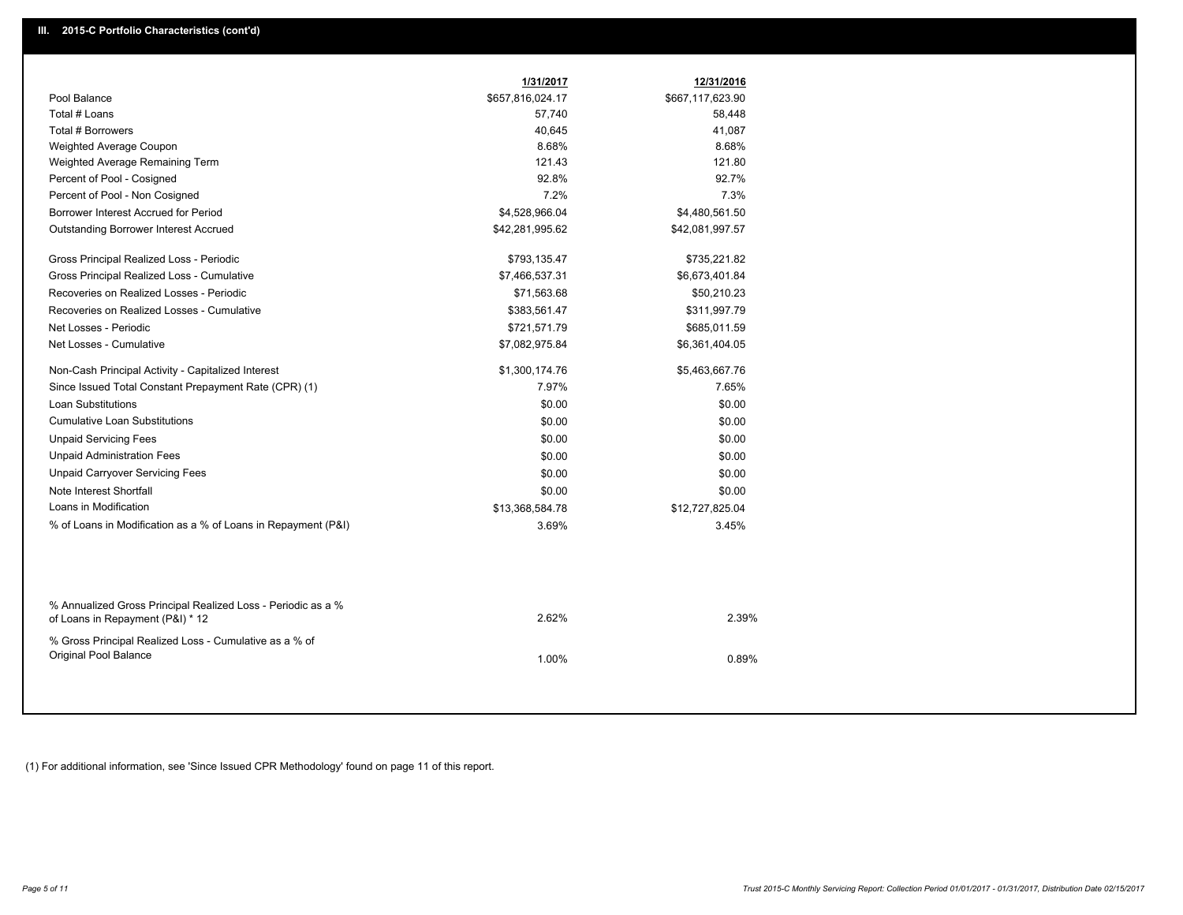## III. 2015-C Portfolio Characteristics (cont'd)

| | 1/31/2017 | 12/31/2016 |
|---|---|---|
| Pool Balance | $657,816,024.17 | $667,117,623.90 |
| Total # Loans | 57,740 | 58,448 |
| Total # Borrowers | 40,645 | 41,087 |
| Weighted Average Coupon | 8.68% | 8.68% |
| Weighted Average Remaining Term | 121.43 | 121.80 |
| Percent of Pool - Cosigned | 92.8% | 92.7% |
| Percent of Pool - Non Cosigned | 7.2% | 7.3% |
| Borrower Interest Accrued for Period | $4,528,966.04 | $4,480,561.50 |
| Outstanding Borrower Interest Accrued | $42,281,995.62 | $42,081,997.57 |
| Gross Principal Realized Loss - Periodic | $793,135.47 | $735,221.82 |
| Gross Principal Realized Loss - Cumulative | $7,466,537.31 | $6,673,401.84 |
| Recoveries on Realized Losses - Periodic | $71,563.68 | $50,210.23 |
| Recoveries on Realized Losses - Cumulative | $383,561.47 | $311,997.79 |
| Net Losses - Periodic | $721,571.79 | $685,011.59 |
| Net Losses - Cumulative | $7,082,975.84 | $6,361,404.05 |
| Non-Cash Principal Activity - Capitalized Interest | $1,300,174.76 | $5,463,667.76 |
| Since Issued Total Constant Prepayment Rate (CPR) (1) | 7.97% | 7.65% |
| Loan Substitutions | $0.00 | $0.00 |
| Cumulative Loan Substitutions | $0.00 | $0.00 |
| Unpaid Servicing Fees | $0.00 | $0.00 |
| Unpaid Administration Fees | $0.00 | $0.00 |
| Unpaid Carryover Servicing Fees | $0.00 | $0.00 |
| Note Interest Shortfall | $0.00 | $0.00 |
| Loans in Modification | $13,368,584.78 | $12,727,825.04 |
| % of Loans in Modification as a % of Loans in Repayment (P&I) | 3.69% | 3.45% |
| % Annualized Gross Principal Realized Loss - Periodic as a % of Loans in Repayment (P&I) * 12 | 2.62% | 2.39% |
| % Gross Principal Realized Loss - Cumulative as a % of Original Pool Balance | 1.00% | 0.89% |

(1) For additional information, see 'Since Issued CPR Methodology' found on page 11 of this report.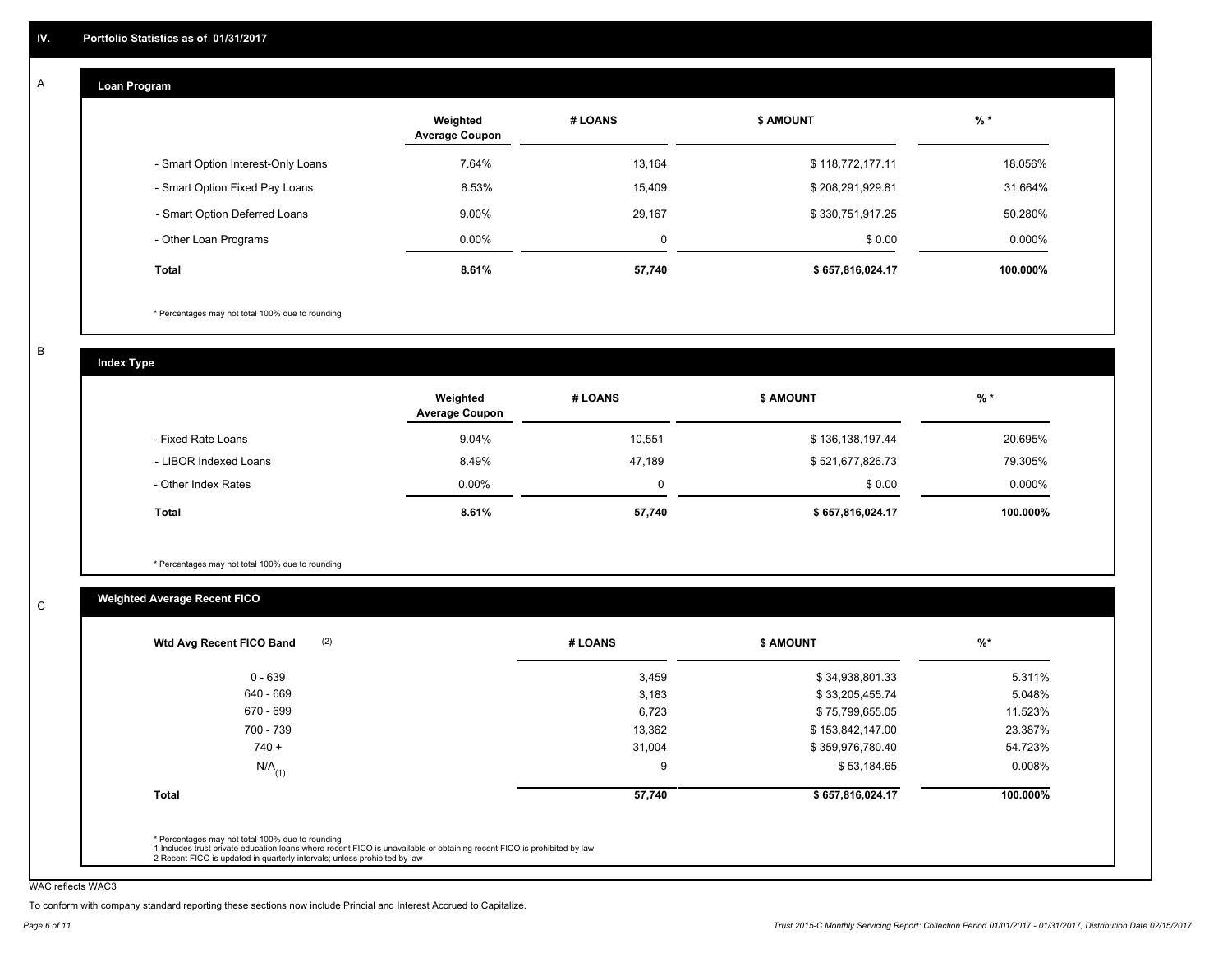# IV. Portfolio Statistics as of 01/31/2017

## A. Loan Program

| | Weighted Average Coupon | # LOANS | $ AMOUNT | % * |
|---|---|---|---|---|
| - Smart Option Interest-Only Loans | 7.64% | 13,164 | $ 118,772,177.11 | 18.056% |
| - Smart Option Fixed Pay Loans | 8.53% | 15,409 | $ 208,291,929.81 | 31.664% |
| - Smart Option Deferred Loans | 9.00% | 29,167 | $ 330,751,917.25 | 50.280% |
| - Other Loan Programs | 0.00% | 0 | $ 0.00 | 0.000% |
| **Total** | **8.61%** | **57,740** | **$ 657,816,024.17** | **100.000%** |

* Percentages may not total 100% due to rounding

## B. Index Type

| | Weighted Average Coupon | # LOANS | $ AMOUNT | % * |
|---|---|---|---|---|
| - Fixed Rate Loans | 9.04% | 10,551 | $ 136,138,197.44 | 20.695% |
| - LIBOR Indexed Loans | 8.49% | 47,189 | $ 521,677,826.73 | 79.305% |
| - Other Index Rates | 0.00% | 0 | $ 0.00 | 0.000% |
| **Total** | **8.61%** | **57,740** | **$ 657,816,024.17** | **100.000%** |

* Percentages may not total 100% due to rounding

## C. Weighted Average Recent FICO

| Wtd Avg Recent FICO Band (2) | # LOANS | $ AMOUNT | %* |
|---|---|---|---|
| 0 - 639 | 3,459 | $ 34,938,801.33 | 5.311% |
| 640 - 669 | 3,183 | $ 33,205,455.74 | 5.048% |
| 670 - 699 | 6,723 | $ 75,799,655.05 | 11.523% |
| 700 - 739 | 13,362 | $ 153,842,147.00 | 23.387% |
| 740 + | 31,004 | $ 359,976,780.40 | 54.723% |
| N/A (1) | 9 | $ 53,184.65 | 0.008% |
| **Total** | **57,740** | **$ 657,816,024.17** | **100.000%** |

* Percentages may not total 100% due to rounding
1 Includes trust private education loans where recent FICO is unavailable or obtaining recent FICO is prohibited by law
2 Recent FICO is updated in quarterly intervals; unless prohibited by law

WAC reflects WAC3

To conform with company standard reporting these sections now include Princial and Interest Accrued to Capitalize.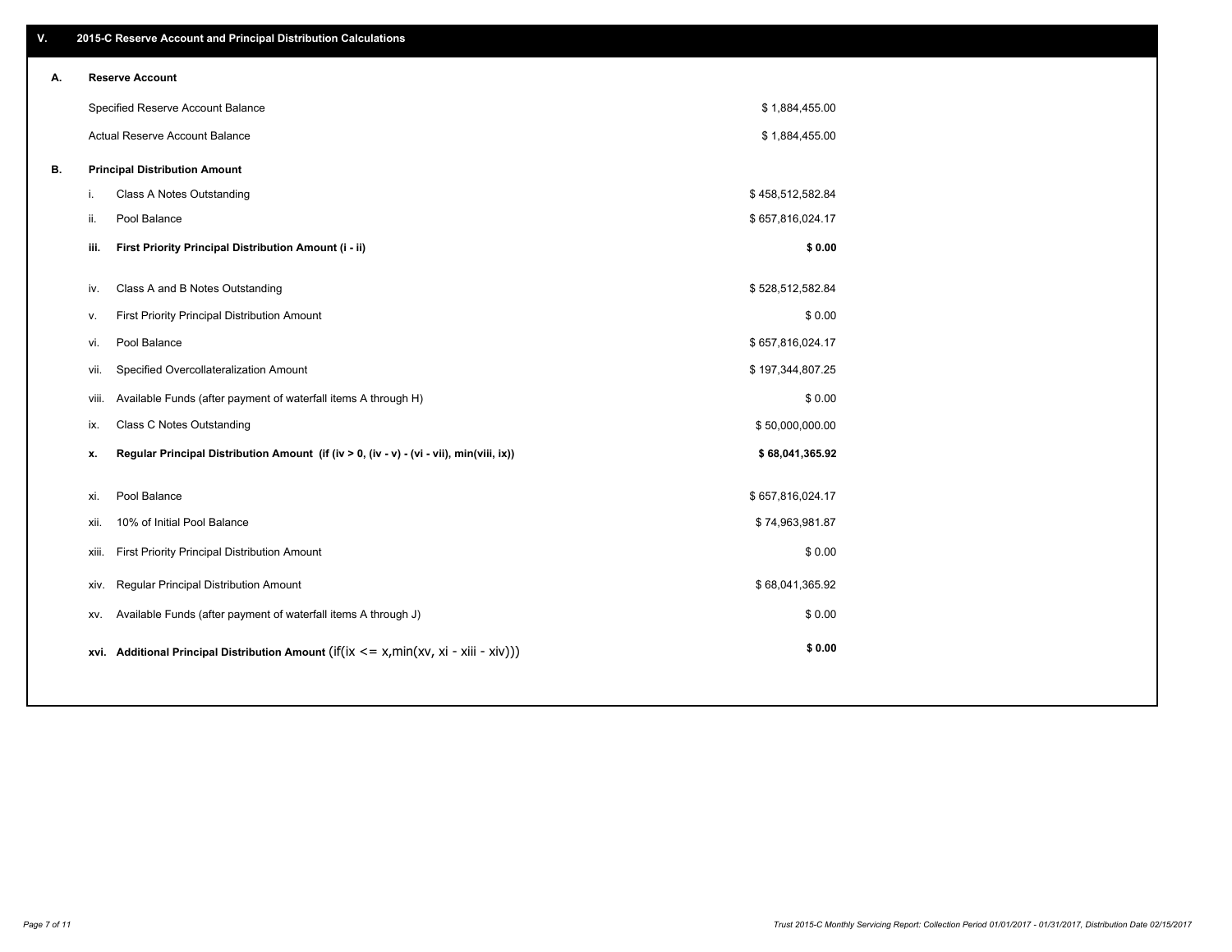## V. 2015-C Reserve Account and Principal Distribution Calculations

### A. Reserve Account

| | |
|---|---|
| Specified Reserve Account Balance | $ 1,884,455.00 |
| Actual Reserve Account Balance | $ 1,884,455.00 |

### B. Principal Distribution Amount

| | | |
|---|---|---|
| i. | Class A Notes Outstanding | $ 458,512,582.84 |
| ii. | Pool Balance | $ 657,816,024.17 |
| **iii.** | **First Priority Principal Distribution Amount (i - ii)** | **$ 0.00** |
| iv. | Class A and B Notes Outstanding | $ 528,512,582.84 |
| v. | First Priority Principal Distribution Amount | $ 0.00 |
| vi. | Pool Balance | $ 657,816,024.17 |
| vii. | Specified Overcollateralization Amount | $ 197,344,807.25 |
| viii. | Available Funds (after payment of waterfall items A through H) | $ 0.00 |
| ix. | Class C Notes Outstanding | $ 50,000,000.00 |
| **x.** | **Regular Principal Distribution Amount (if (iv > 0, (iv - v) - (vi - vii), min(viii, ix))** | **$ 68,041,365.92** |
| xi. | Pool Balance | $ 657,816,024.17 |
| xii. | 10% of Initial Pool Balance | $ 74,963,981.87 |
| xiii. | First Priority Principal Distribution Amount | $ 0.00 |
| xiv. | Regular Principal Distribution Amount | $ 68,041,365.92 |
| xv. | Available Funds (after payment of waterfall items A through J) | $ 0.00 |
| **xvi.** | **Additional Principal Distribution Amount** (if(ix <= x,min(xv, xi - xiii - xiv))) | **$ 0.00** |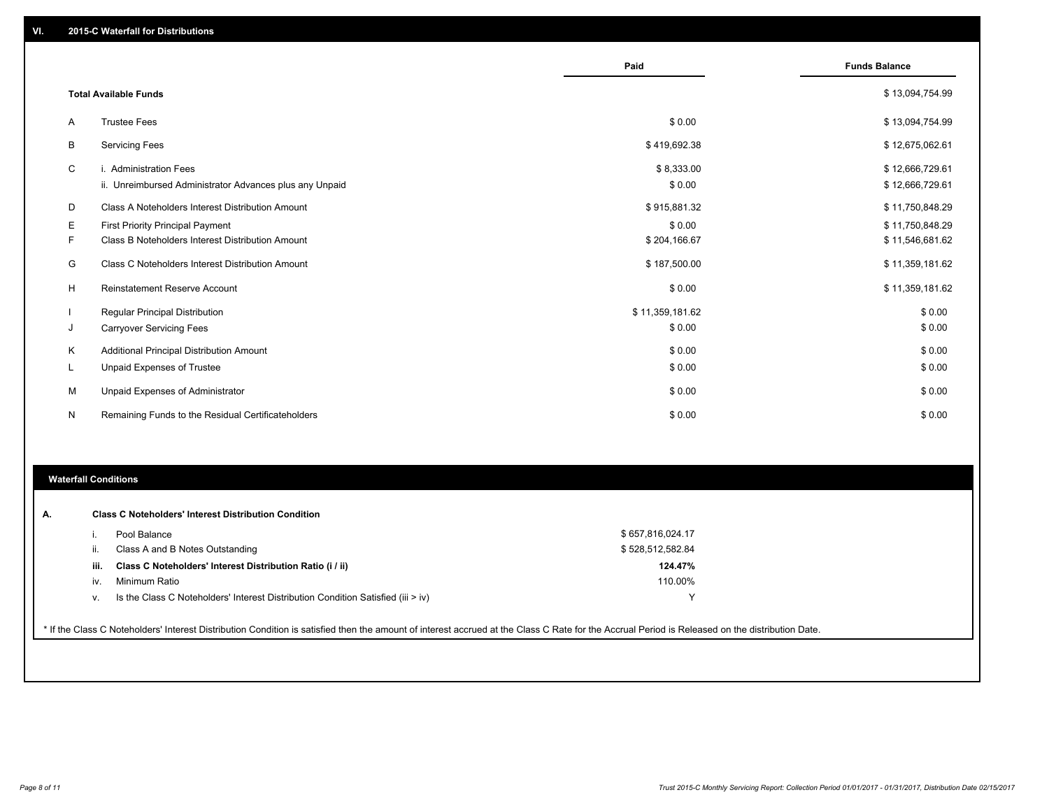## VI. 2015-C Waterfall for Distributions

| | | Paid | Funds Balance |
|---|---|---|---|
| **Total Available Funds** | | | $ 13,094,754.99 |
| A | Trustee Fees | $ 0.00 | $ 13,094,754.99 |
| B | Servicing Fees | $ 419,692.38 | $ 12,675,062.61 |
| C | i. Administration Fees | $ 8,333.00 | $ 12,666,729.61 |
| | ii. Unreimbursed Administrator Advances plus any Unpaid | $ 0.00 | $ 12,666,729.61 |
| D | Class A Noteholders Interest Distribution Amount | $ 915,881.32 | $ 11,750,848.29 |
| E | First Priority Principal Payment | $ 0.00 | $ 11,750,848.29 |
| F | Class B Noteholders Interest Distribution Amount | $ 204,166.67 | $ 11,546,681.62 |
| G | Class C Noteholders Interest Distribution Amount | $ 187,500.00 | $ 11,359,181.62 |
| H | Reinstatement Reserve Account | $ 0.00 | $ 11,359,181.62 |
| I | Regular Principal Distribution | $ 11,359,181.62 | $ 0.00 |
| J | Carryover Servicing Fees | $ 0.00 | $ 0.00 |
| K | Additional Principal Distribution Amount | $ 0.00 | $ 0.00 |
| L | Unpaid Expenses of Trustee | $ 0.00 | $ 0.00 |
| M | Unpaid Expenses of Administrator | $ 0.00 | $ 0.00 |
| N | Remaining Funds to the Residual Certificateholders | $ 0.00 | $ 0.00 |

### Waterfall Conditions

**A. Class C Noteholders' Interest Distribution Condition**

| | | |
|---|---|---|
| i. | Pool Balance | $ 657,816,024.17 |
| ii. | Class A and B Notes Outstanding | $ 528,512,582.84 |
| **iii.** | **Class C Noteholders' Interest Distribution Ratio (i / ii)** | **124.47%** |
| iv. | Minimum Ratio | 110.00% |
| v. | Is the Class C Noteholders' Interest Distribution Condition Satisfied (iii > iv) | Y |

* If the Class C Noteholders' Interest Distribution Condition is satisfied then the amount of interest accrued at the Class C Rate for the Accrual Period is Released on the distribution Date.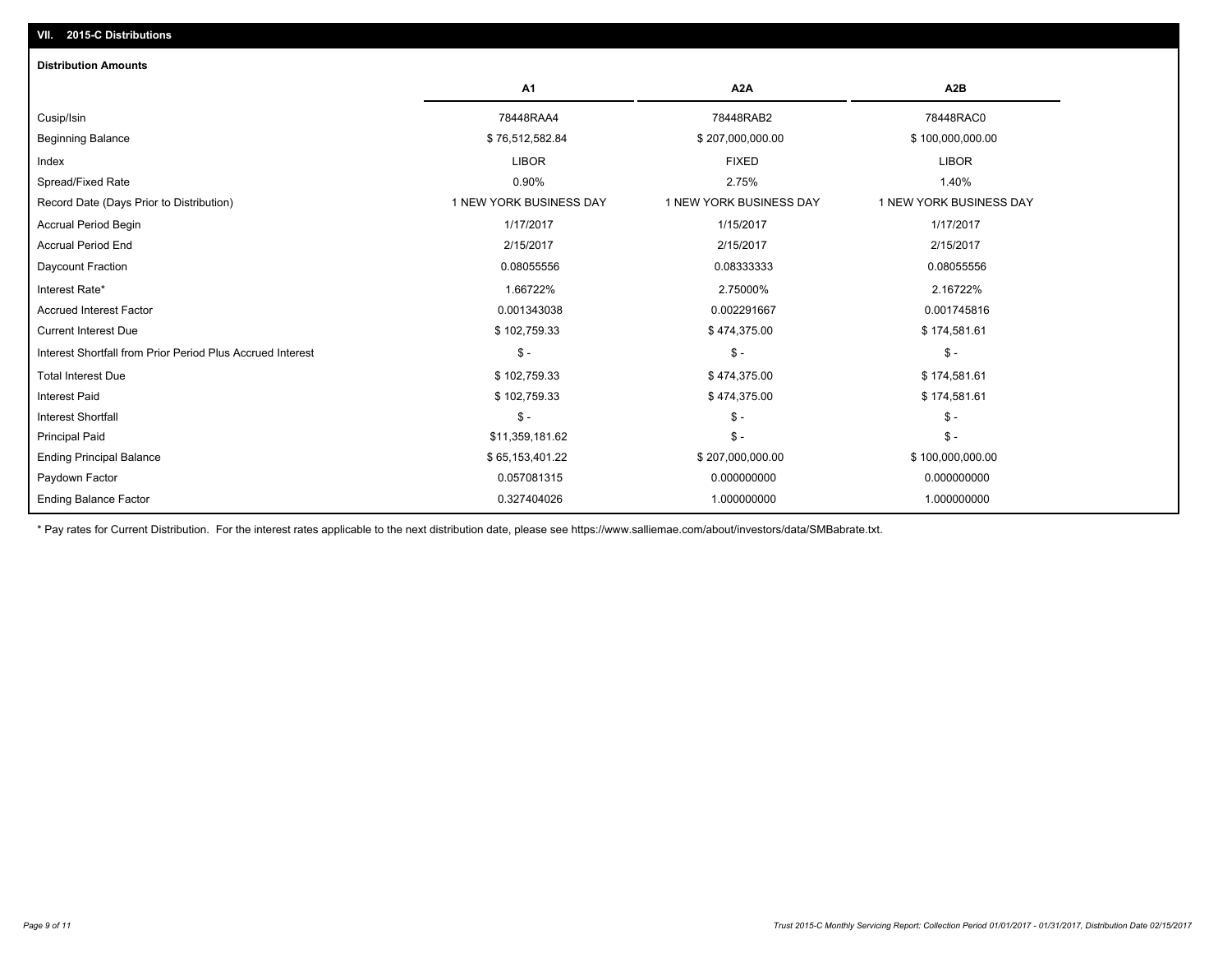## VII. 2015-C Distributions

### Distribution Amounts

| | A1 | A2A | A2B |
|---|---|---|---|
| Cusip/Isin | 78448RAA4 | 78448RAB2 | 78448RAC0 |
| Beginning Balance | $ 76,512,582.84 | $ 207,000,000.00 | $ 100,000,000.00 |
| Index | LIBOR | FIXED | LIBOR |
| Spread/Fixed Rate | 0.90% | 2.75% | 1.40% |
| Record Date (Days Prior to Distribution) | 1 NEW YORK BUSINESS DAY | 1 NEW YORK BUSINESS DAY | 1 NEW YORK BUSINESS DAY |
| Accrual Period Begin | 1/17/2017 | 1/15/2017 | 1/17/2017 |
| Accrual Period End | 2/15/2017 | 2/15/2017 | 2/15/2017 |
| Daycount Fraction | 0.08055556 | 0.08333333 | 0.08055556 |
| Interest Rate* | 1.66722% | 2.75000% | 2.16722% |
| Accrued Interest Factor | 0.001343038 | 0.002291667 | 0.001745816 |
| Current Interest Due | $ 102,759.33 | $ 474,375.00 | $ 174,581.61 |
| Interest Shortfall from Prior Period Plus Accrued Interest | $ - | $ - | $ - |
| Total Interest Due | $ 102,759.33 | $ 474,375.00 | $ 174,581.61 |
| Interest Paid | $ 102,759.33 | $ 474,375.00 | $ 174,581.61 |
| Interest Shortfall | $ - | $ - | $ - |
| Principal Paid | $11,359,181.62 | $ - | $ - |
| Ending Principal Balance | $ 65,153,401.22 | $ 207,000,000.00 | $ 100,000,000.00 |
| Paydown Factor | 0.057081315 | 0.000000000 | 0.000000000 |
| Ending Balance Factor | 0.327404026 | 1.000000000 | 1.000000000 |

* Pay rates for Current Distribution. For the interest rates applicable to the next distribution date, please see https://www.salliemae.com/about/investors/data/SMBabrate.txt.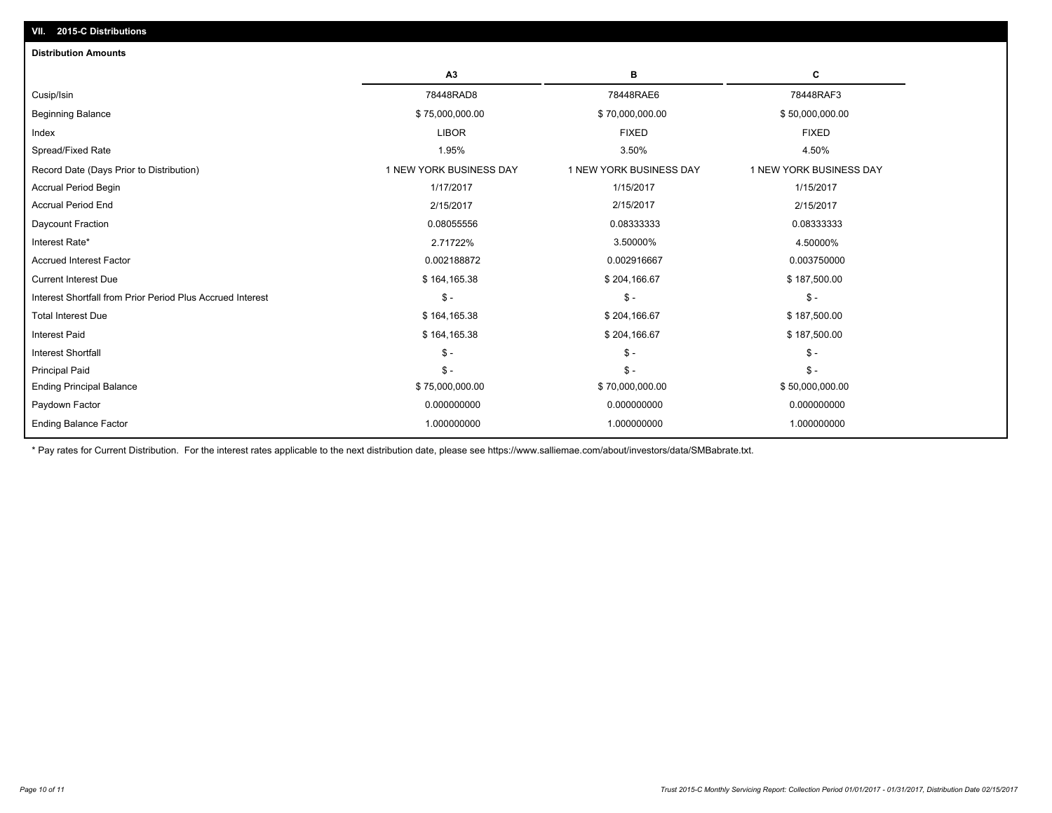## VII. 2015-C Distributions

### Distribution Amounts

| | A3 | B | C |
|---|---|---|---|
| Cusip/Isin | 78448RAD8 | 78448RAE6 | 78448RAF3 |
| Beginning Balance | $ 75,000,000.00 | $ 70,000,000.00 | $ 50,000,000.00 |
| Index | LIBOR | FIXED | FIXED |
| Spread/Fixed Rate | 1.95% | 3.50% | 4.50% |
| Record Date (Days Prior to Distribution) | 1 NEW YORK BUSINESS DAY | 1 NEW YORK BUSINESS DAY | 1 NEW YORK BUSINESS DAY |
| Accrual Period Begin | 1/17/2017 | 1/15/2017 | 1/15/2017 |
| Accrual Period End | 2/15/2017 | 2/15/2017 | 2/15/2017 |
| Daycount Fraction | 0.08055556 | 0.08333333 | 0.08333333 |
| Interest Rate* | 2.71722% | 3.50000% | 4.50000% |
| Accrued Interest Factor | 0.002188872 | 0.002916667 | 0.003750000 |
| Current Interest Due | $ 164,165.38 | $ 204,166.67 | $ 187,500.00 |
| Interest Shortfall from Prior Period Plus Accrued Interest | $ - | $ - | $ - |
| Total Interest Due | $ 164,165.38 | $ 204,166.67 | $ 187,500.00 |
| Interest Paid | $ 164,165.38 | $ 204,166.67 | $ 187,500.00 |
| Interest Shortfall | $ - | $ - | $ - |
| Principal Paid | $ - | $ - | $ - |
| Ending Principal Balance | $ 75,000,000.00 | $ 70,000,000.00 | $ 50,000,000.00 |
| Paydown Factor | 0.000000000 | 0.000000000 | 0.000000000 |
| Ending Balance Factor | 1.000000000 | 1.000000000 | 1.000000000 |

* Pay rates for Current Distribution. For the interest rates applicable to the next distribution date, please see https://www.salliemae.com/about/investors/data/SMBabrate.txt.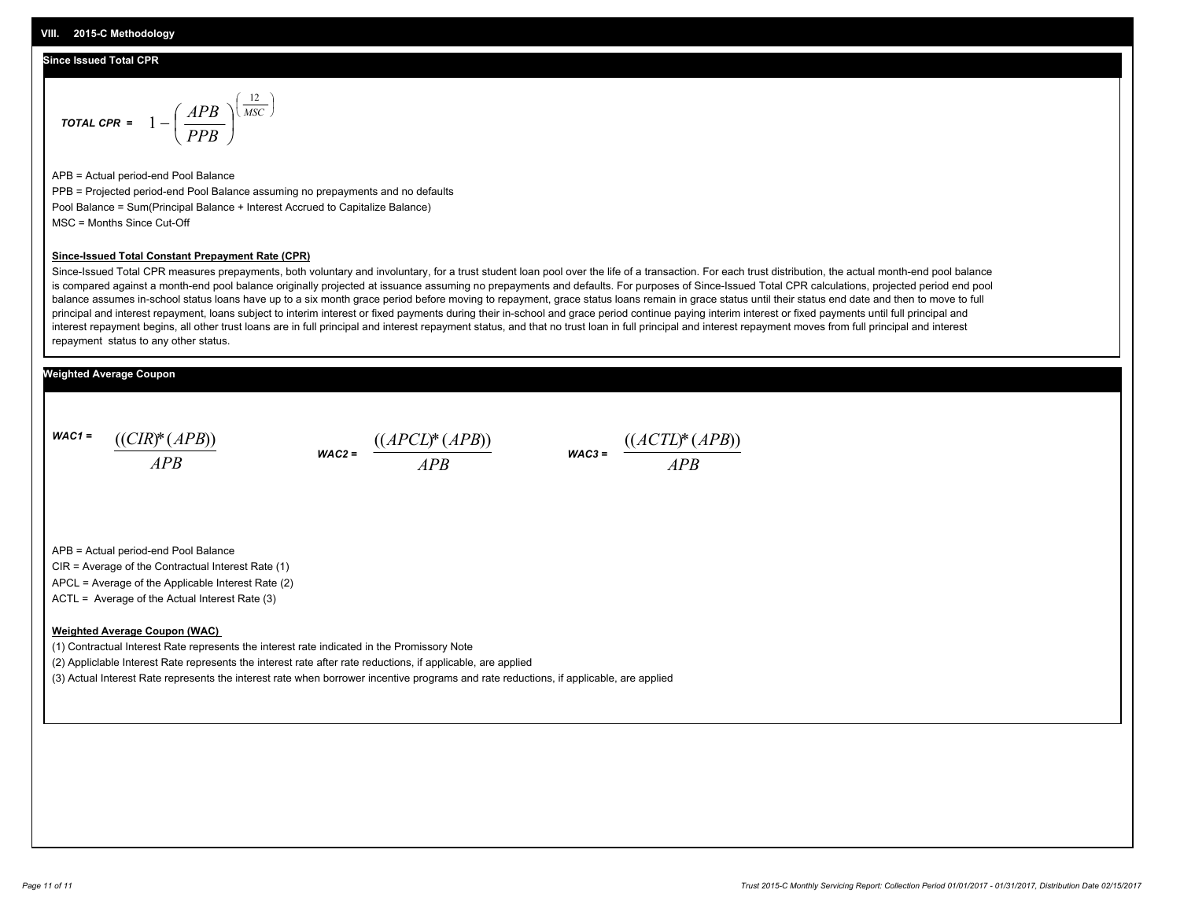## VIII. 2015-C Methodology

### Since Issued Total CPR

**TOTAL CPR =** $$1 - \left( \frac{APB}{PPB} \right)^{\left( \frac{12}{MSC} \right)}$$

APB = Actual period-end Pool Balance

PPB = Projected period-end Pool Balance assuming no prepayments and no defaults

Pool Balance = Sum(Principal Balance + Interest Accrued to Capitalize Balance)

MSC = Months Since Cut-Off

**Since-Issued Total Constant Prepayment Rate (CPR)**

Since-Issued Total CPR measures prepayments, both voluntary and involuntary, for a trust student loan pool over the life of a transaction. For each trust distribution, the actual month-end pool balance is compared against a month-end pool balance originally projected at issuance assuming no prepayments and defaults. For purposes of Since-Issued Total CPR calculations, projected period end pool balance assumes in-school status loans have up to a six month grace period before moving to repayment, grace status loans remain in grace status until their status end date and then to move to full principal and interest repayment, loans subject to interim interest or fixed payments during their in-school and grace period continue paying interim interest or fixed payments until full principal and interest repayment begins, all other trust loans are in full principal and interest repayment status, and that no trust loan in full principal and interest repayment moves from full principal and interest repayment status to any other status.

### Weighted Average Coupon

**WAC1 =** $$\frac{((CIR)*(APB))}{APB}$$

**WAC2 =** $$\frac{((APCL)*(APB))}{APB}$$

**WAC3 =** $$\frac{((ACTL)*(APB))}{APB}$$

APB = Actual period-end Pool Balance

CIR = Average of the Contractual Interest Rate (1)

APCL = Average of the Applicable Interest Rate (2)

ACTL = Average of the Actual Interest Rate (3)

**Weighted Average Coupon (WAC)**

(1) Contractual Interest Rate represents the interest rate indicated in the Promissory Note

(2) Appliclable Interest Rate represents the interest rate after rate reductions, if applicable, are applied

(3) Actual Interest Rate represents the interest rate when borrower incentive programs and rate reductions, if applicable, are applied